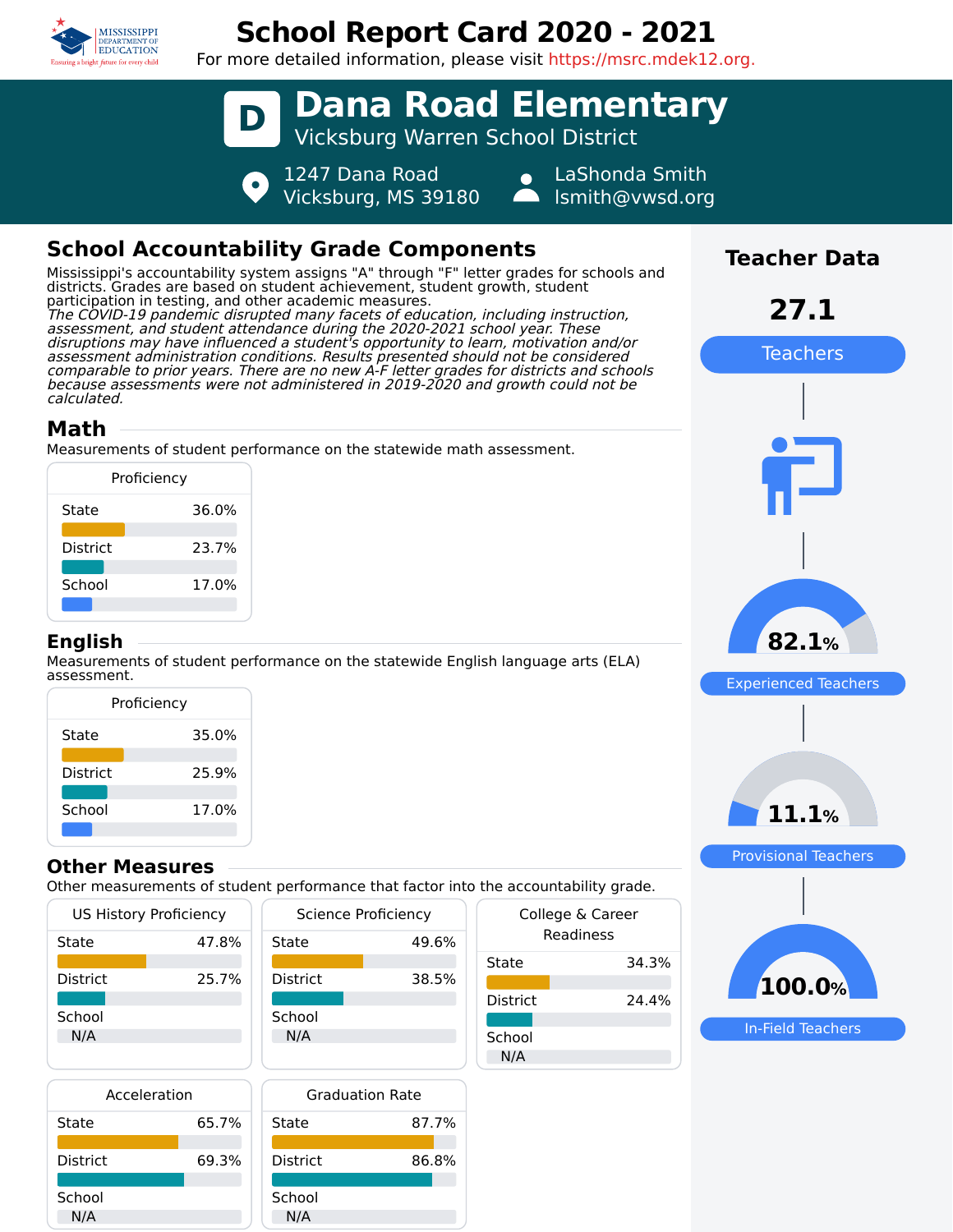# School Report Card 2020 - 2021

For more detailed information, please visit https://msrc.mdek12.org.

## D Dana Road Elementary

Vicksburg Warren School District

1247 Dana Road
Vicksburg, MS 39180

LaShonda Smith
lsmith@vwsd.org

## School Accountability Grade Components

Mississippi's accountability system assigns "A" through "F" letter grades for schools and districts. Grades are based on student achievement, student growth, student participation in testing, and other academic measures.

*The COVID-19 pandemic disrupted many facets of education, including instruction, assessment, and student attendance during the 2020-2021 school year. These disruptions may have influenced a student's opportunity to learn, motivation and/or assessment administration conditions. Results presented should not be considered comparable to prior years. There are no new A-F letter grades for districts and schools because assessments were not administered in 2019-2020 and growth could not be calculated.*

### Math

Measurements of student performance on the statewide math assessment.

| Proficiency | |
|---|---|
| State | 36.0% |
| District | 23.7% |
| School | 17.0% |

### English

Measurements of student performance on the statewide English language arts (ELA) assessment.

| Proficiency | |
|---|---|
| State | 35.0% |
| District | 25.9% |
| School | 17.0% |

### Other Measures

Other measurements of student performance that factor into the accountability grade.

| US History Proficiency | |
|---|---|
| State | 47.8% |
| District | 25.7% |
| School | N/A |

| Science Proficiency | |
|---|---|
| State | 49.6% |
| District | 38.5% |
| School | N/A |

| College & Career Readiness | |
|---|---|
| State | 34.3% |
| District | 24.4% |
| School | N/A |

| Acceleration | |
|---|---|
| State | 65.7% |
| District | 69.3% |
| School | N/A |

| Graduation Rate | |
|---|---|
| State | 87.7% |
| District | 86.8% |
| School | N/A |

## Teacher Data

**27.1** Teachers

**82.1%** Experienced Teachers

**11.1%** Provisional Teachers

**100.0%** In-Field Teachers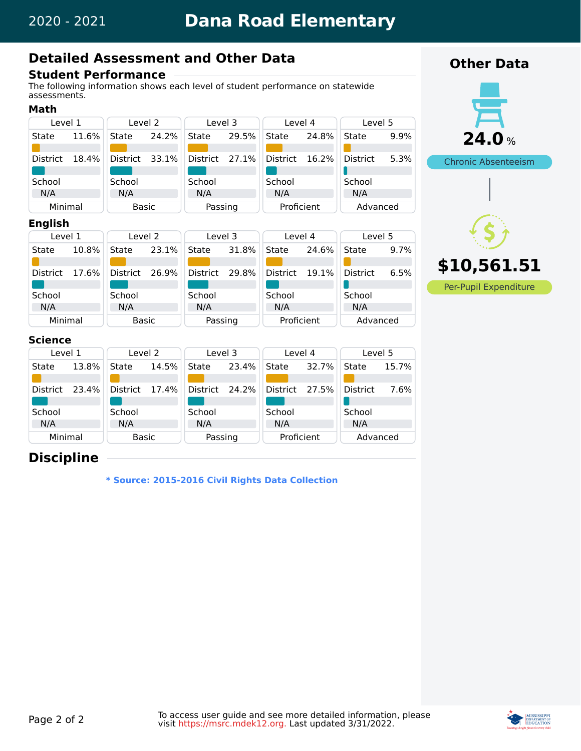# 2020 - 2021 Dana Road Elementary

## Detailed Assessment and Other Data

### Student Performance

The following information shows each level of student performance on statewide assessments.

#### Math

| | Level 1 | Level 2 | Level 3 | Level 4 | Level 5 |
|---|---|---|---|---|---|
| State | 11.6% | 24.2% | 29.5% | 24.8% | 9.9% |
| District | 18.4% | 33.1% | 27.1% | 16.2% | 5.3% |
| School | N/A | N/A | N/A | N/A | N/A |
| | Minimal | Basic | Passing | Proficient | Advanced |

#### English

| | Level 1 | Level 2 | Level 3 | Level 4 | Level 5 |
|---|---|---|---|---|---|
| State | 10.8% | 23.1% | 31.8% | 24.6% | 9.7% |
| District | 17.6% | 26.9% | 29.8% | 19.1% | 6.5% |
| School | N/A | N/A | N/A | N/A | N/A |
| | Minimal | Basic | Passing | Proficient | Advanced |

#### Science

| | Level 1 | Level 2 | Level 3 | Level 4 | Level 5 |
|---|---|---|---|---|---|
| State | 13.8% | 14.5% | 23.4% | 32.7% | 15.7% |
| District | 23.4% | 17.4% | 24.2% | 27.5% | 7.6% |
| School | N/A | N/A | N/A | N/A | N/A |
| | Minimal | Basic | Passing | Proficient | Advanced |

## Discipline

* Source: 2015-2016 Civil Rights Data Collection

## Other Data

24.0 %

Chronic Absenteeism

$10,561.51

Per-Pupil Expenditure

To access user guide and see more detailed information, please visit https://msrc.mdek12.org. Last updated 3/31/2022.